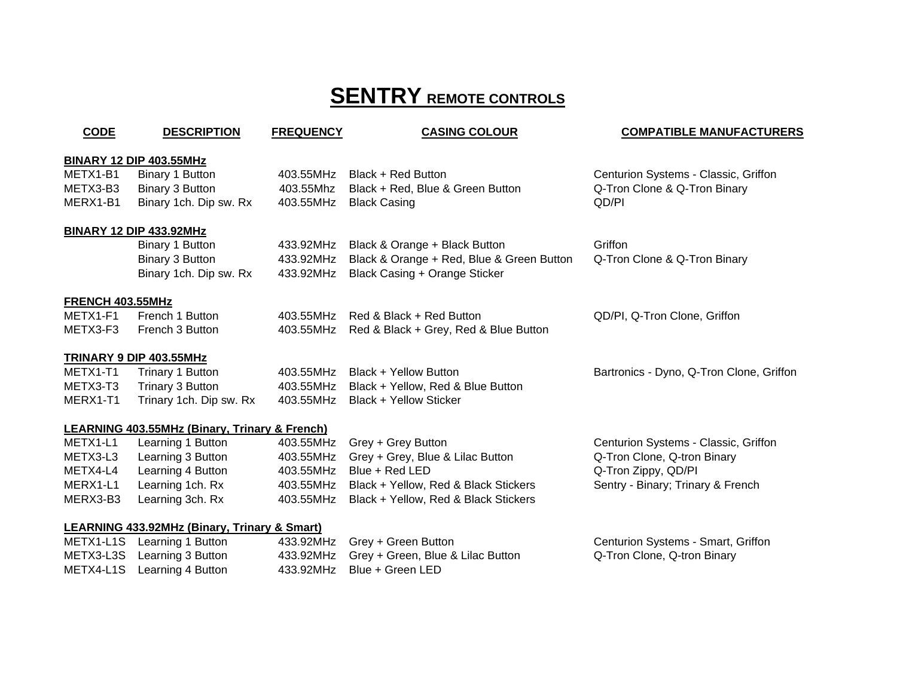# **SENTRY** REMOTE CONTROLS

| CODE | DESCRIPTION | FREQUENCY | CASING COLOUR | COMPATIBLE MANUFACTURERS |
|---|---|---|---|---|
| **BINARY 12 DIP 403.55MHz** | | | | |
| METX1-B1 | Binary 1 Button | 403.55MHz | Black + Red Button | Centurion Systems - Classic, Griffon |
| METX3-B3 | Binary 3 Button | 403.55Mhz | Black + Red, Blue & Green Button | Q-Tron Clone & Q-Tron Binary |
| MERX1-B1 | Binary 1ch. Dip sw. Rx | 403.55MHz | Black Casing | QD/PI |
| **BINARY 12 DIP 433.92MHz** | | | | |
| | Binary 1 Button | 433.92MHz | Black & Orange + Black Button | Griffon |
| | Binary 3 Button | 433.92MHz | Black & Orange + Red, Blue & Green Button | Q-Tron Clone & Q-Tron Binary |
| | Binary 1ch. Dip sw. Rx | 433.92MHz | Black Casing + Orange Sticker | |
| **FRENCH 403.55MHz** | | | | |
| METX1-F1 | French 1 Button | 403.55MHz | Red & Black + Red Button | QD/PI, Q-Tron Clone, Griffon |
| METX3-F3 | French 3 Button | 403.55MHz | Red & Black + Grey, Red & Blue Button | |
| **TRINARY 9 DIP 403.55MHz** | | | | |
| METX1-T1 | Trinary 1 Button | 403.55MHz | Black + Yellow Button | Bartronics - Dyno, Q-Tron Clone, Griffon |
| METX3-T3 | Trinary 3 Button | 403.55MHz | Black + Yellow, Red & Blue Button | |
| MERX1-T1 | Trinary 1ch. Dip sw. Rx | 403.55MHz | Black + Yellow Sticker | |
| **LEARNING 403.55MHz (Binary, Trinary & French)** | | | | |
| METX1-L1 | Learning 1 Button | 403.55MHz | Grey + Grey Button | Centurion Systems - Classic, Griffon |
| METX3-L3 | Learning 3 Button | 403.55MHz | Grey + Grey, Blue & Lilac Button | Q-Tron Clone, Q-tron Binary |
| METX4-L4 | Learning 4 Button | 403.55MHz | Blue + Red LED | Q-Tron Zippy, QD/PI |
| MERX1-L1 | Learning 1ch. Rx | 403.55MHz | Black + Yellow, Red & Black Stickers | Sentry - Binary; Trinary & French |
| MERX3-B3 | Learning 3ch. Rx | 403.55MHz | Black + Yellow, Red & Black Stickers | |
| **LEARNING 433.92MHz (Binary, Trinary & Smart)** | | | | |
| METX1-L1S | Learning 1 Button | 433.92MHz | Grey + Green Button | Centurion Systems - Smart, Griffon |
| METX3-L3S | Learning 3 Button | 433.92MHz | Grey + Green, Blue & Lilac Button | Q-Tron Clone, Q-tron Binary |
| METX4-L1S | Learning 4 Button | 433.92MHz | Blue + Green LED | |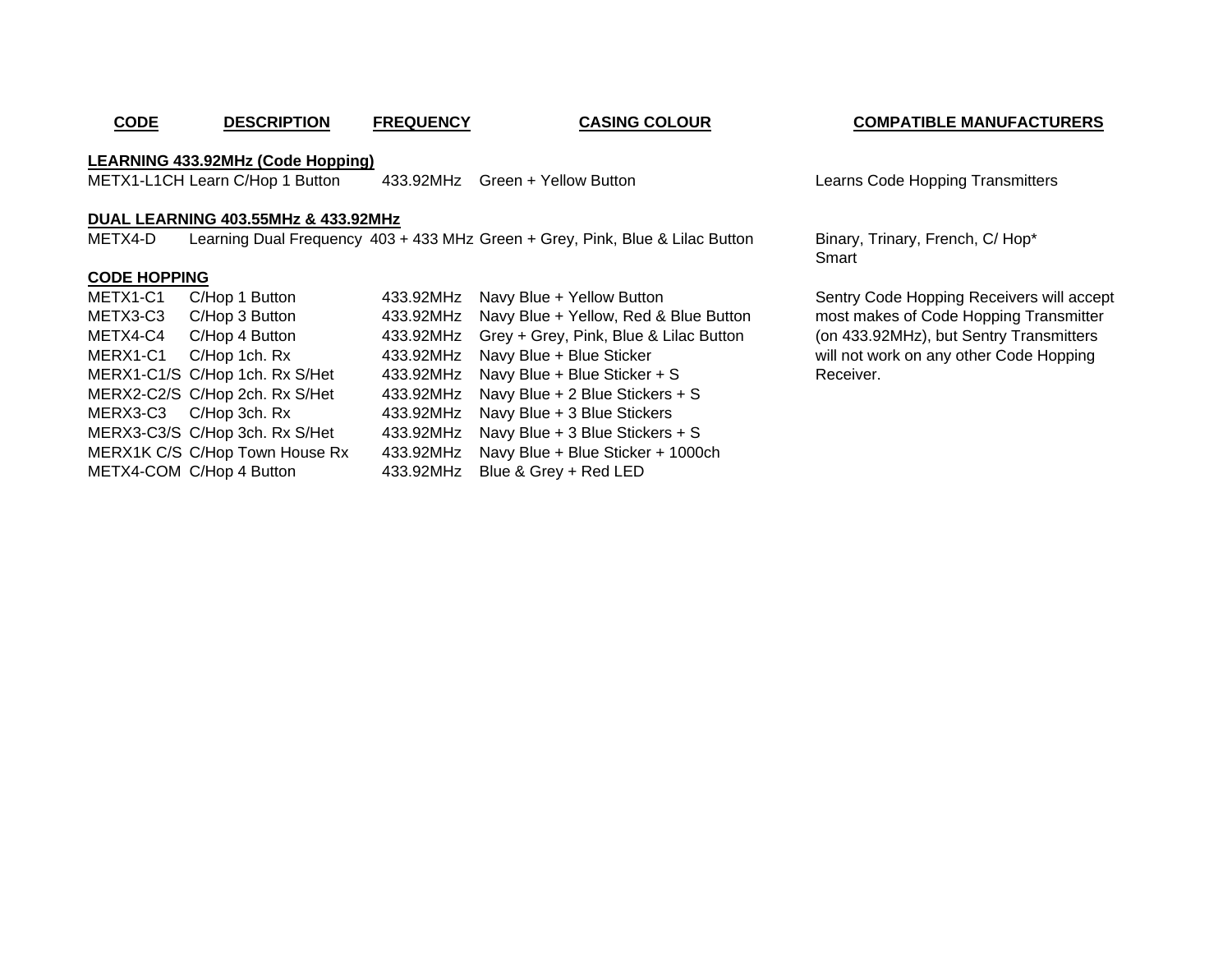| CODE | DESCRIPTION | FREQUENCY | CASING COLOUR | COMPATIBLE MANUFACTURERS |
| --- | --- | --- | --- | --- |
| **LEARNING 433.92MHz (Code Hopping)** | | | | |
| METX1-L1CH | Learn C/Hop 1 Button | 433.92MHz | Green + Yellow Button | Learns Code Hopping Transmitters |
| **DUAL LEARNING 403.55MHz & 433.92MHz** | | | | |
| METX4-D | Learning Dual Frequency | 403 + 433 MHz | Green + Grey, Pink, Blue & Lilac Button | Binary, Trinary, French, C/ Hop* Smart |
| **CODE HOPPING** | | | | |
| METX1-C1 | C/Hop 1 Button | 433.92MHz | Navy Blue + Yellow Button | Sentry Code Hopping Receivers will accept most makes of Code Hopping Transmitter (on 433.92MHz), but Sentry Transmitters will not work on any other Code Hopping Receiver. |
| METX3-C3 | C/Hop 3 Button | 433.92MHz | Navy Blue + Yellow, Red & Blue Button | |
| METX4-C4 | C/Hop 4 Button | 433.92MHz | Grey + Grey, Pink, Blue & Lilac Button | |
| MERX1-C1 | C/Hop 1ch. Rx | 433.92MHz | Navy Blue + Blue Sticker | |
| MERX1-C1/S | C/Hop 1ch. Rx S/Het | 433.92MHz | Navy Blue + Blue Sticker + S | |
| MERX2-C2/S | C/Hop 2ch. Rx S/Het | 433.92MHz | Navy Blue + 2 Blue Stickers + S | |
| MERX3-C3 | C/Hop 3ch. Rx | 433.92MHz | Navy Blue + 3 Blue Stickers | |
| MERX3-C3/S | C/Hop 3ch. Rx S/Het | 433.92MHz | Navy Blue + 3 Blue Stickers + S | |
| MERX1K C/S | C/Hop Town House Rx | 433.92MHz | Navy Blue + Blue Sticker + 1000ch | |
| METX4-COM | C/Hop 4 Button | 433.92MHz | Blue & Grey + Red LED | |